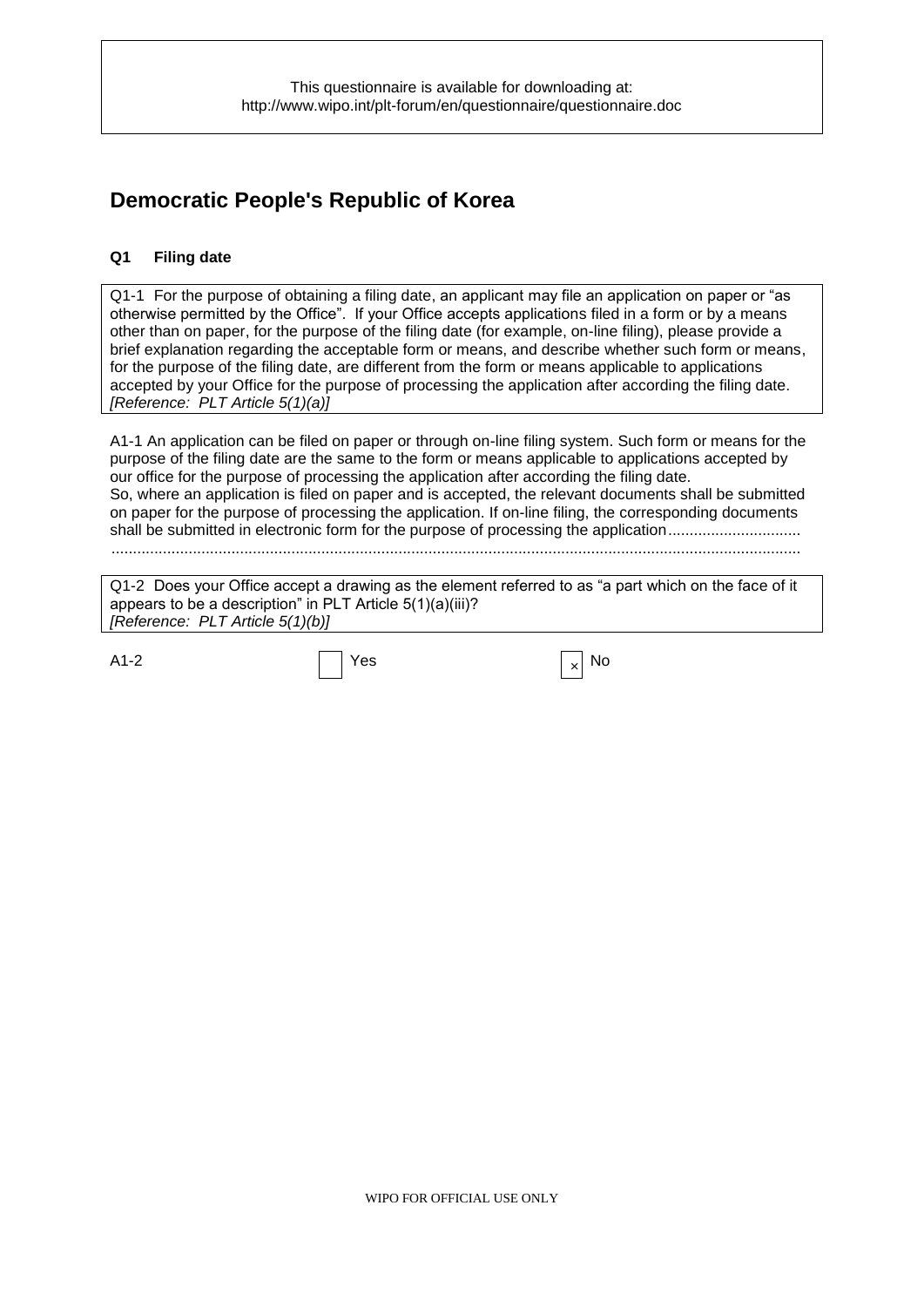This questionnaire is available for downloading at:
http://www.wipo.int/plt-forum/en/questionnaire/questionnaire.doc

# Democratic People's Republic of Korea

## Q1 Filing date

Q1-1 For the purpose of obtaining a filing date, an applicant may file an application on paper or "as otherwise permitted by the Office". If your Office accepts applications filed in a form or by a means other than on paper, for the purpose of the filing date (for example, on-line filing), please provide a brief explanation regarding the acceptable form or means, and describe whether such form or means, for the purpose of the filing date, are different from the form or means applicable to applications accepted by your Office for the purpose of processing the application after according the filing date.
*[Reference: PLT Article 5(1)(a)]*

A1-1 An application can be filed on paper or through on-line filing system. Such form or means for the purpose of the filing date are the same to the form or means applicable to applications accepted by our office for the purpose of processing the application after according the filing date.
So, where an application is filed on paper and is accepted, the relevant documents shall be submitted on paper for the purpose of processing the application. If on-line filing, the corresponding documents shall be submitted in electronic form for the purpose of processing the application...............................
...............................................................................................................................................

Q1-2 Does your Office accept a drawing as the element referred to as "a part which on the face of it appears to be a description" in PLT Article 5(1)(a)(iii)?
*[Reference: PLT Article 5(1)(b)]*

A1-2 ☐ Yes ☒ No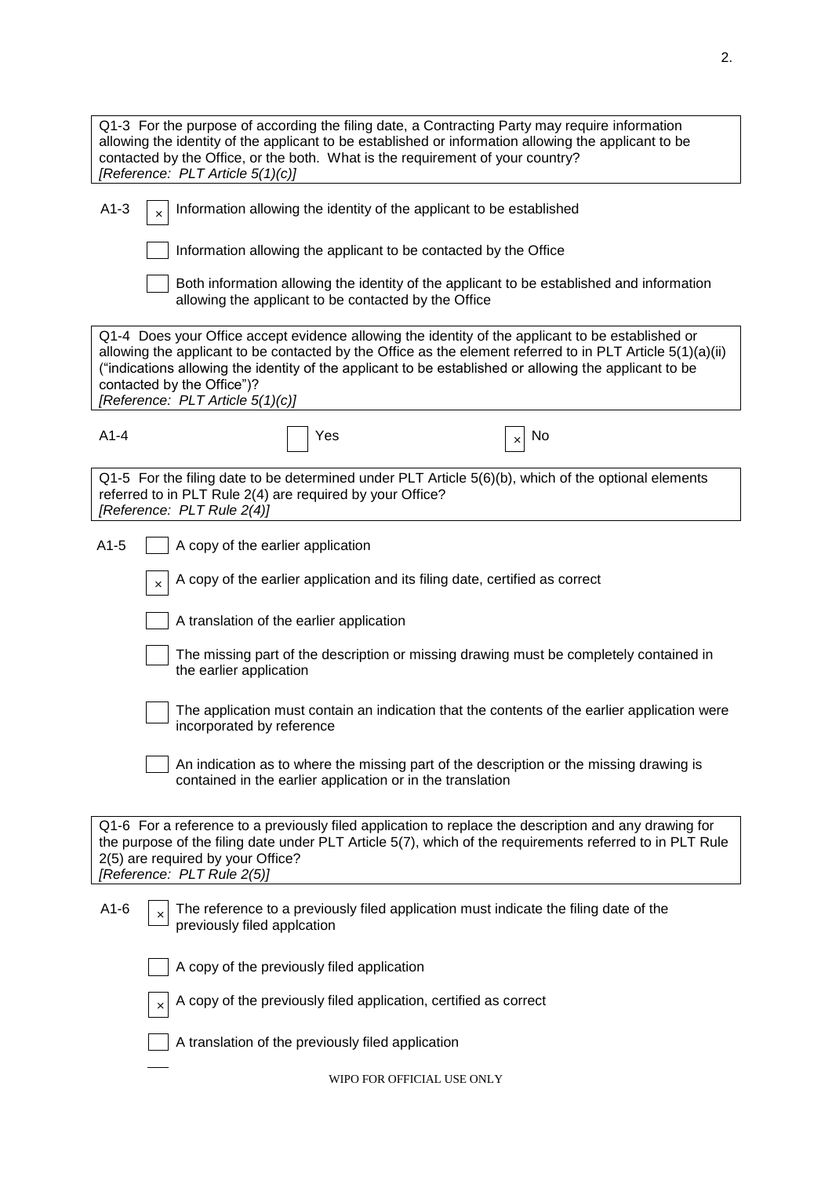Q1-3 For the purpose of according the filing date, a Contracting Party may require information allowing the identity of the applicant to be established or information allowing the applicant to be contacted by the Office, or the both. What is the requirement of your country?
*[Reference: PLT Article 5(1)(c)]*

A1-3

- [x] Information allowing the identity of the applicant to be established
- [ ] Information allowing the applicant to be contacted by the Office
- [ ] Both information allowing the identity of the applicant to be established and information allowing the applicant to be contacted by the Office

Q1-4 Does your Office accept evidence allowing the identity of the applicant to be established or allowing the applicant to be contacted by the Office as the element referred to in PLT Article 5(1)(a)(ii) ("indications allowing the identity of the applicant to be established or allowing the applicant to be contacted by the Office")?
*[Reference: PLT Article 5(1)(c)]*

A1-4

- [ ] Yes
- [x] No

Q1-5 For the filing date to be determined under PLT Article 5(6)(b), which of the optional elements referred to in PLT Rule 2(4) are required by your Office?
*[Reference: PLT Rule 2(4)]*

A1-5

- [ ] A copy of the earlier application
- [x] A copy of the earlier application and its filing date, certified as correct
- [ ] A translation of the earlier application
- [ ] The missing part of the description or missing drawing must be completely contained in the earlier application
- [ ] The application must contain an indication that the contents of the earlier application were incorporated by reference
- [ ] An indication as to where the missing part of the description or the missing drawing is contained in the earlier application or in the translation

Q1-6 For a reference to a previously filed application to replace the description and any drawing for the purpose of the filing date under PLT Article 5(7), which of the requirements referred to in PLT Rule 2(5) are required by your Office?
*[Reference: PLT Rule 2(5)]*

A1-6

- [x] The reference to a previously filed application must indicate the filing date of the previously filed applcation
- [ ] A copy of the previously filed application
- [x] A copy of the previously filed application, certified as correct
- [ ] A translation of the previously filed application

WIPO FOR OFFICIAL USE ONLY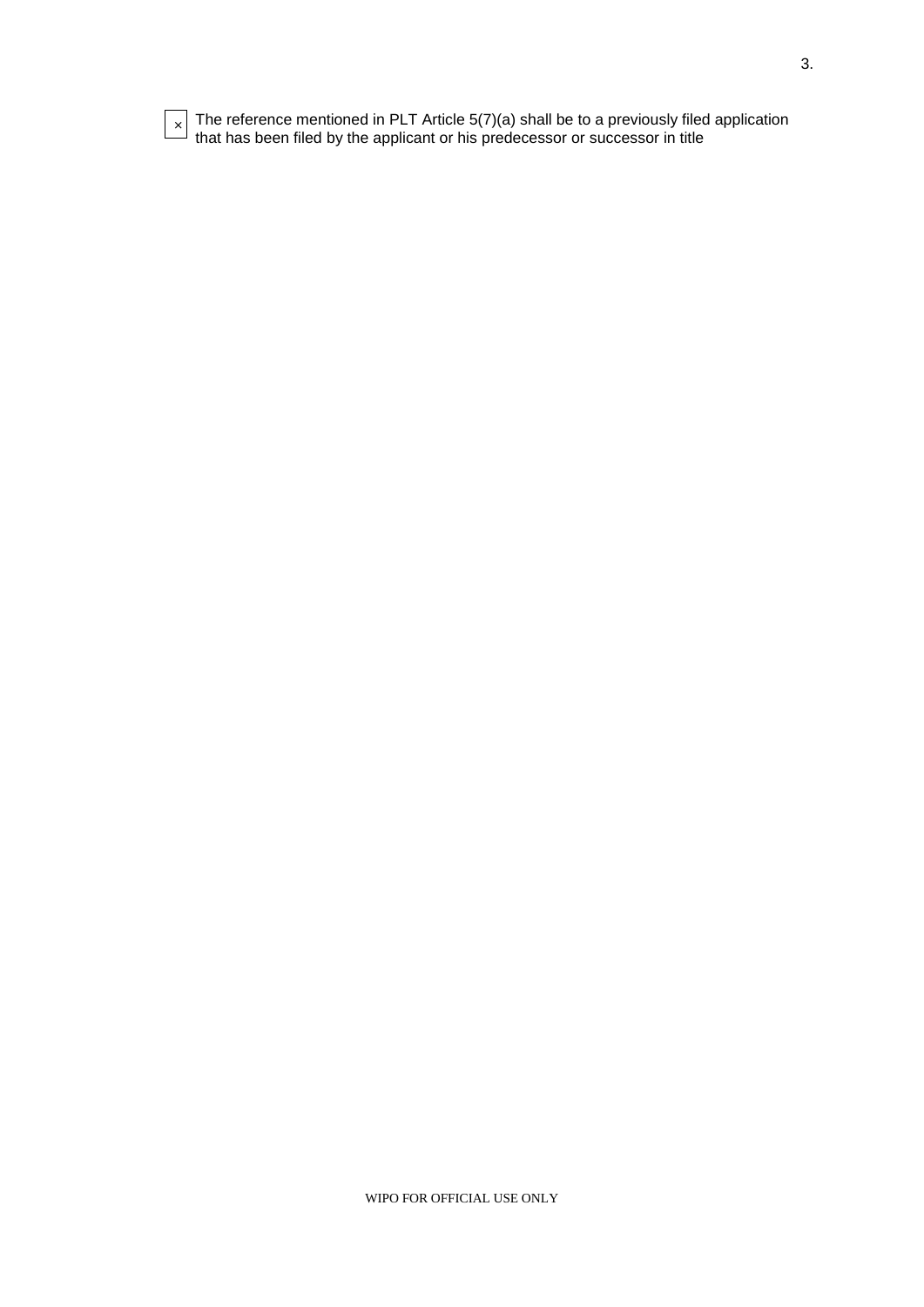☒ The reference mentioned in PLT Article 5(7)(a) shall be to a previously filed application that has been filed by the applicant or his predecessor or successor in title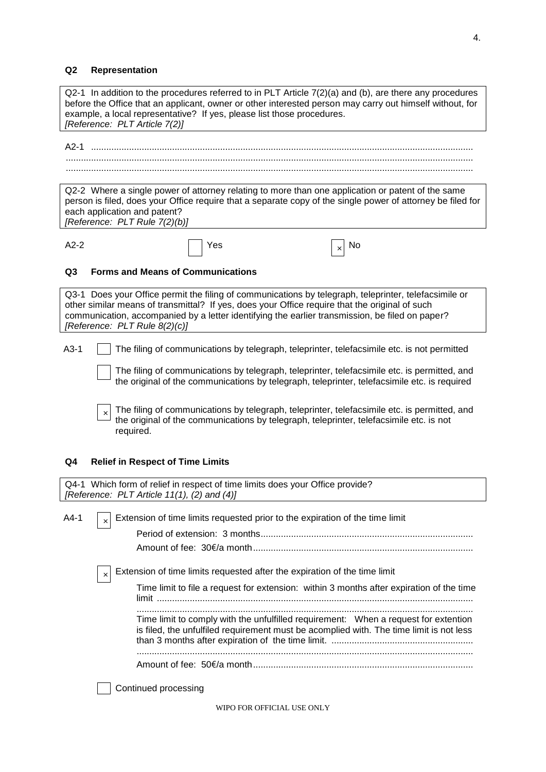## Q2 Representation

Q2-1 In addition to the procedures referred to in PLT Article 7(2)(a) and (b), are there any procedures before the Office that an applicant, owner or other interested person may carry out himself without, for example, a local representative? If yes, please list those procedures.
*[Reference: PLT Article 7(2)]*

A2-1 ......................................................................................................................................................

Q2-2 Where a single power of attorney relating to more than one application or patent of the same person is filed, does your Office require that a separate copy of the single power of attorney be filed for each application and patent?
*[Reference: PLT Rule 7(2)(b)]*

A2-2 ☐ Yes ☒ No

## Q3 Forms and Means of Communications

Q3-1 Does your Office permit the filing of communications by telegraph, teleprinter, telefacsimile or other similar means of transmittal? If yes, does your Office require that the original of such communication, accompanied by a letter identifying the earlier transmission, be filed on paper?
*[Reference: PLT Rule 8(2)(c)]*

A3-1 ☐ The filing of communications by telegraph, teleprinter, telefacsimile etc. is not permitted

☐ The filing of communications by telegraph, teleprinter, telefacsimile etc. is permitted, and the original of the communications by telegraph, teleprinter, telefacsimile etc. is required

☒ The filing of communications by telegraph, teleprinter, telefacsimile etc. is permitted, and the original of the communications by telegraph, teleprinter, telefacsimile etc. is not required.

## Q4 Relief in Respect of Time Limits

Q4-1 Which form of relief in respect of time limits does your Office provide?
*[Reference: PLT Article 11(1), (2) and (4)]*

A4-1 ☒ Extension of time limits requested prior to the expiration of the time limit

Period of extension: 3 months

Amount of fee: 30€/a month

☒ Extension of time limits requested after the expiration of the time limit

Time limit to file a request for extension: within 3 months after expiration of the time limit

Time limit to comply with the unfulfilled requirement: When a request for extention is filed, the unfulfiled requirement must be acomplied with. The time limit is not less than 3 months after expiration of the time limit.

Amount of fee: 50€/a month

☐ Continued processing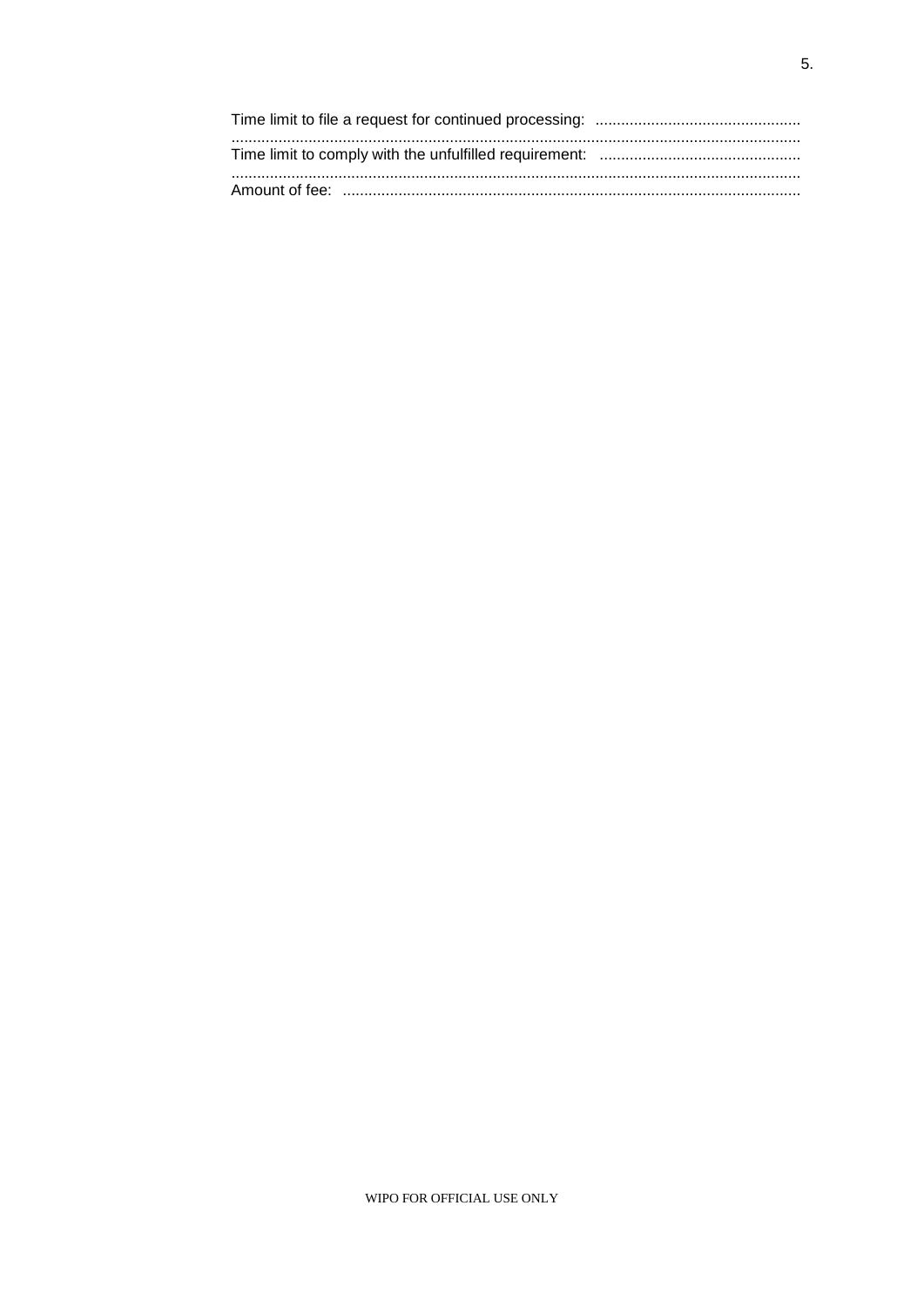Time limit to file a request for continued processing: ................................................
.....................................................................................................................................
Time limit to comply with the unfulfilled requirement: ...............................................
.....................................................................................................................................
Amount of fee: ...........................................................................................................

WIPO FOR OFFICIAL USE ONLY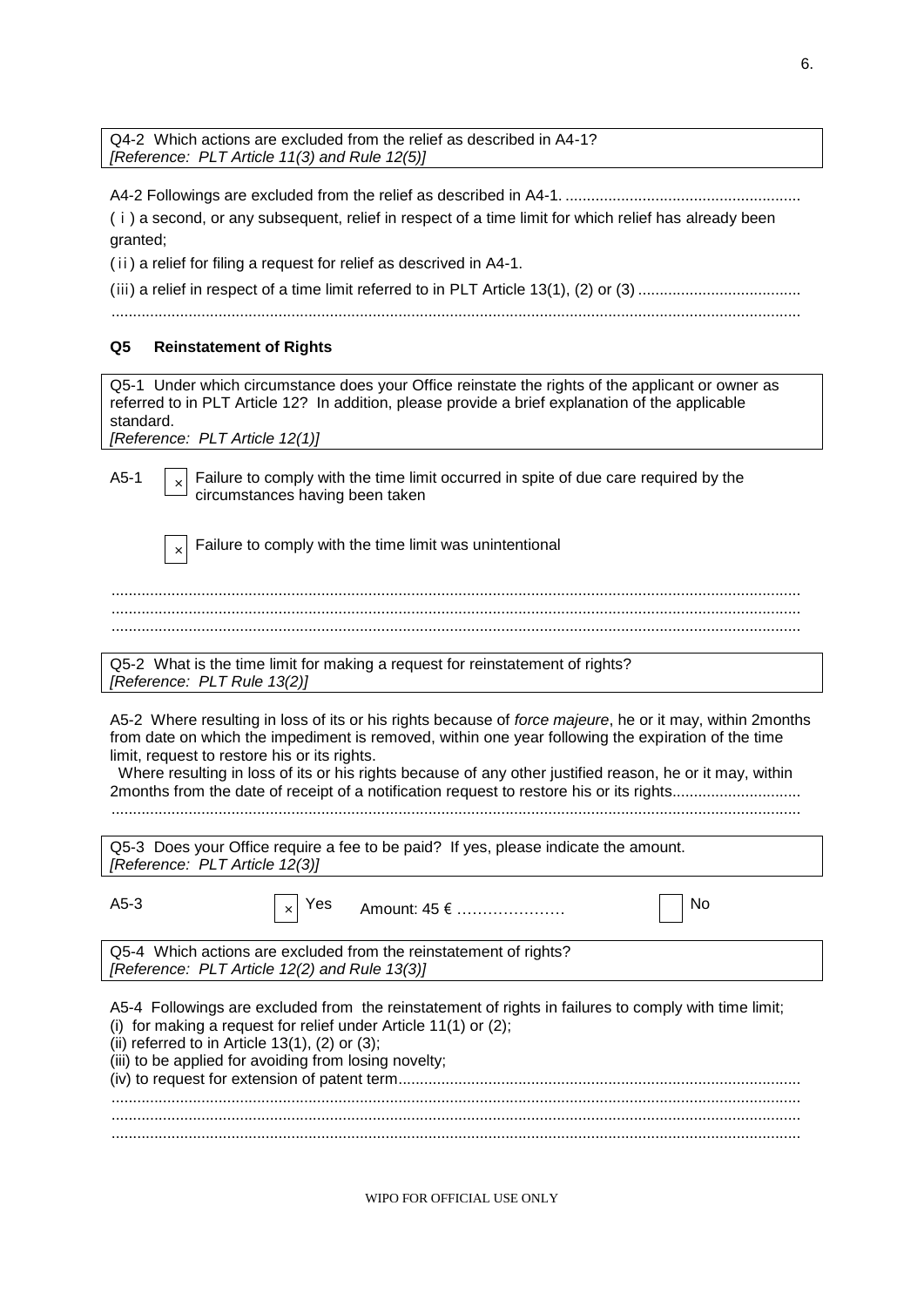Q4-2 Which actions are excluded from the relief as described in A4-1?
*[Reference: PLT Article 11(3) and Rule 12(5)]*

A4-2 Followings are excluded from the relief as described in A4-1. ......................................................

( i ) a second, or any subsequent, relief in respect of a time limit for which relief has already been granted;

( ii ) a relief for filing a request for relief as descrived in A4-1.

( iii ) a relief in respect of a time limit referred to in PLT Article 13(1), (2) or (3) ......................................

...............................................................................................................................................

### Q5 Reinstatement of Rights

Q5-1 Under which circumstance does your Office reinstate the rights of the applicant or owner as referred to in PLT Article 12? In addition, please provide a brief explanation of the applicable standard.
*[Reference: PLT Article 12(1)]*

A5-1

- [x] Failure to comply with the time limit occurred in spite of due care required by the circumstances having been taken
- [x] Failure to comply with the time limit was unintentional

...............................................................................................................................................
...............................................................................................................................................
...............................................................................................................................................

Q5-2 What is the time limit for making a request for reinstatement of rights?
*[Reference: PLT Rule 13(2)]*

A5-2 Where resulting in loss of its or his rights because of *force majeure*, he or it may, within 2months from date on which the impediment is removed, within one year following the expiration of the time limit, request to restore his or its rights.

Where resulting in loss of its or his rights because of any other justified reason, he or it may, within 2months from the date of receipt of a notification request to restore his or its rights.............................
...............................................................................................................................................

Q5-3 Does your Office require a fee to be paid? If yes, please indicate the amount.
*[Reference: PLT Article 12(3)]*

A5-3

- [x] Yes Amount: 45 € …………………
- [ ] No

Q5-4 Which actions are excluded from the reinstatement of rights?
*[Reference: PLT Article 12(2) and Rule 13(3)]*

A5-4 Followings are excluded from the reinstatement of rights in failures to comply with time limit;

(i) for making a request for relief under Article 11(1) or (2);

(ii) referred to in Article 13(1), (2) or (3);

(iii) to be applied for avoiding from losing novelty;

(iv) to request for extension of patent term.............................................................................................
...............................................................................................................................................
...............................................................................................................................................
...............................................................................................................................................

WIPO FOR OFFICIAL USE ONLY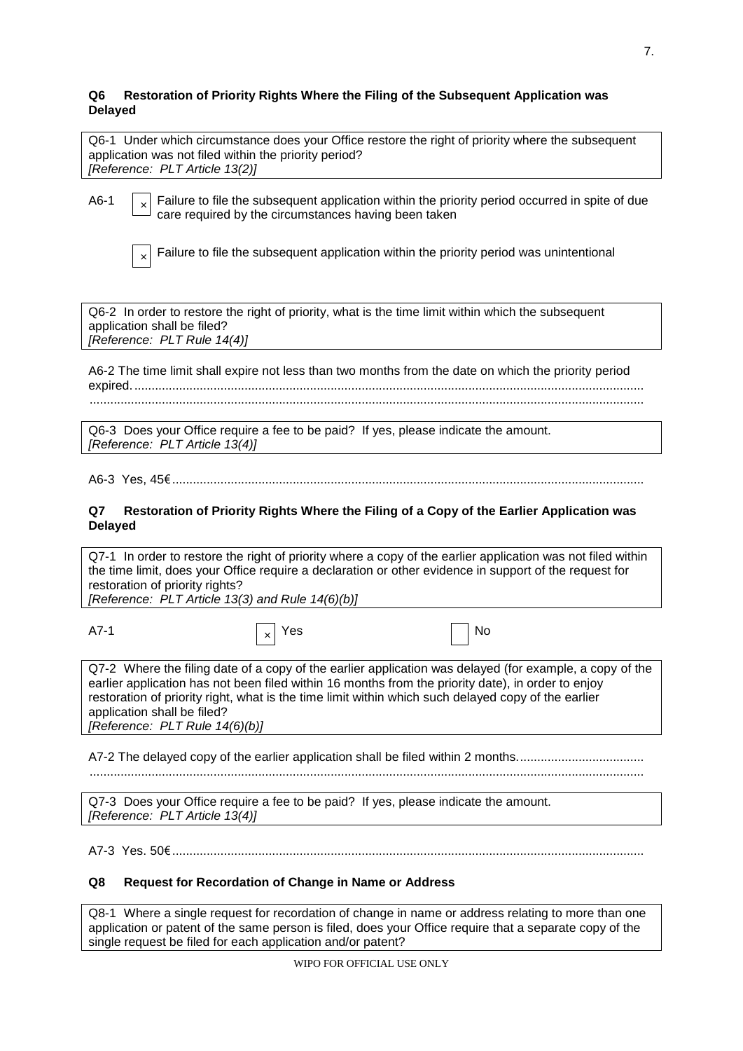### Q6 Restoration of Priority Rights Where the Filing of the Subsequent Application was Delayed

Q6-1 Under which circumstance does your Office restore the right of priority where the subsequent application was not filed within the priority period?
*[Reference: PLT Article 13(2)]*

A6-1

- [x] Failure to file the subsequent application within the priority period occurred in spite of due care required by the circumstances having been taken
- [x] Failure to file the subsequent application within the priority period was unintentional

Q6-2 In order to restore the right of priority, what is the time limit within which the subsequent application shall be filed?
*[Reference: PLT Rule 14(4)]*

A6-2 The time limit shall expire not less than two months from the date on which the priority period expired.

Q6-3 Does your Office require a fee to be paid? If yes, please indicate the amount.
*[Reference: PLT Article 13(4)]*

A6-3 Yes, 45€

### Q7 Restoration of Priority Rights Where the Filing of a Copy of the Earlier Application was Delayed

Q7-1 In order to restore the right of priority where a copy of the earlier application was not filed within the time limit, does your Office require a declaration or other evidence in support of the request for restoration of priority rights?
*[Reference: PLT Article 13(3) and Rule 14(6)(b)]*

A7-1

- [x] Yes
- [ ] No

Q7-2 Where the filing date of a copy of the earlier application was delayed (for example, a copy of the earlier application has not been filed within 16 months from the priority date), in order to enjoy restoration of priority right, what is the time limit within which such delayed copy of the earlier application shall be filed?
*[Reference: PLT Rule 14(6)(b)]*

A7-2 The delayed copy of the earlier application shall be filed within 2 months.

Q7-3 Does your Office require a fee to be paid? If yes, please indicate the amount.
*[Reference: PLT Article 13(4)]*

A7-3 Yes. 50€

### Q8 Request for Recordation of Change in Name or Address

Q8-1 Where a single request for recordation of change in name or address relating to more than one application or patent of the same person is filed, does your Office require that a separate copy of the single request be filed for each application and/or patent?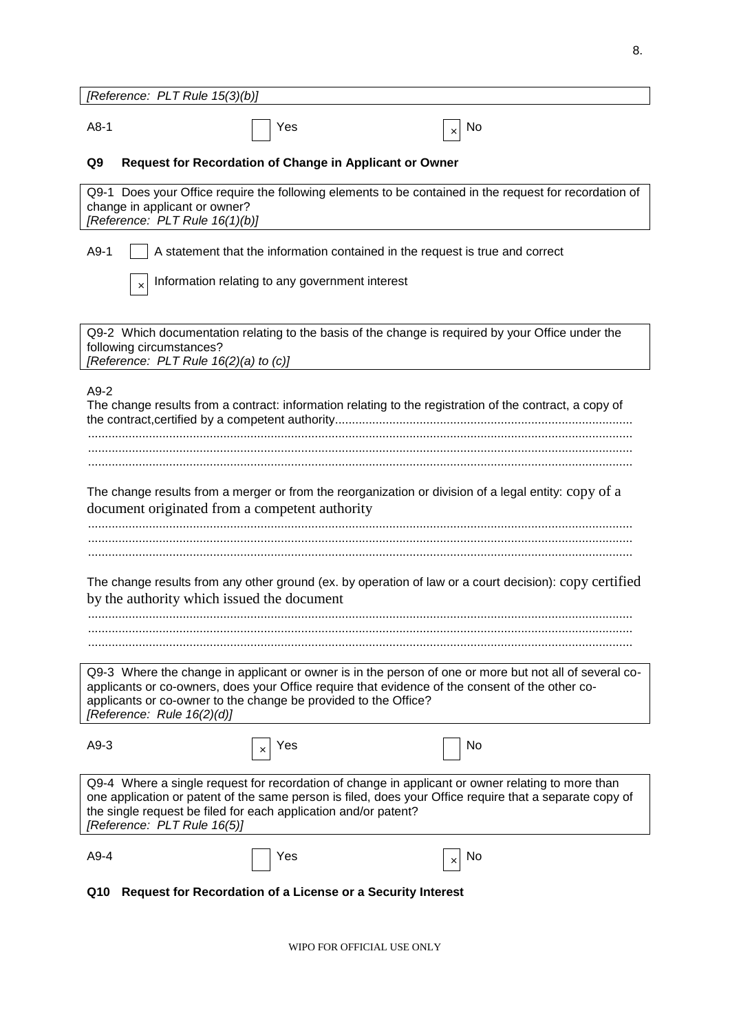[Reference: PLT Rule 15(3)(b)]

A8-1 ☐ Yes ☒ No

## Q9 Request for Recordation of Change in Applicant or Owner

Q9-1 Does your Office require the following elements to be contained in the request for recordation of change in applicant or owner?
*[Reference: PLT Rule 16(1)(b)]*

A9-1 ☐ A statement that the information contained in the request is true and correct

☒ Information relating to any government interest

Q9-2 Which documentation relating to the basis of the change is required by your Office under the following circumstances?
*[Reference: PLT Rule 16(2)(a) to (c)]*

A9-2
The change results from a contract: information relating to the registration of the contract, a copy of the contract,certified by a competent authority.......................................................................................

The change results from a merger or from the reorganization or division of a legal entity: copy of a document originated from a competent authority

The change results from any other ground (ex. by operation of law or a court decision): copy certified by the authority which issued the document

Q9-3 Where the change in applicant or owner is in the person of one or more but not all of several co-applicants or co-owners, does your Office require that evidence of the consent of the other co-applicants or co-owner to the change be provided to the Office?
*[Reference: Rule 16(2)(d)]*

A9-3 ☒ Yes ☐ No

Q9-4 Where a single request for recordation of change in applicant or owner relating to more than one application or patent of the same person is filed, does your Office require that a separate copy of the single request be filed for each application and/or patent?
*[Reference: PLT Rule 16(5)]*

A9-4 ☐ Yes ☒ No

## Q10 Request for Recordation of a License or a Security Interest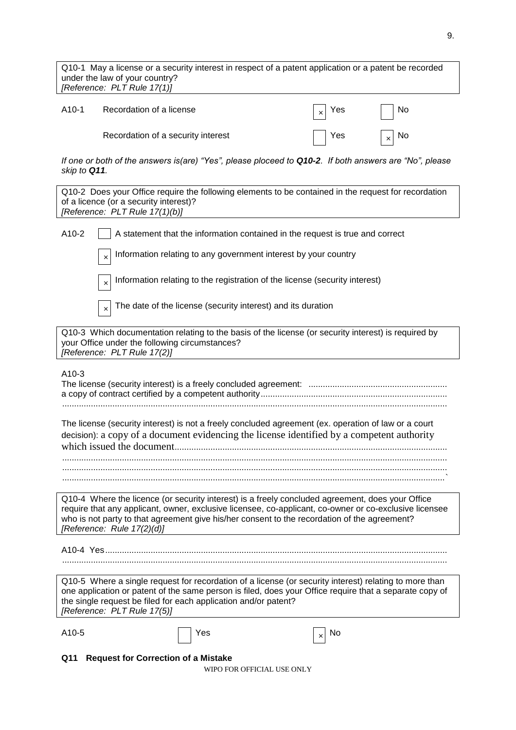Q10-1 May a license or a security interest in respect of a patent application or a patent be recorded under the law of your country?
*[Reference: PLT Rule 17(1)]*

| A10-1 | | | |
|---|---|---|---|
| | Recordation of a license | ☒ Yes | ☐ No |
| | Recordation of a security interest | ☐ Yes | ☒ No |

*If one or both of the answers is(are) "Yes", please ploceed to **Q10-2**. If both answers are "No", please skip to **Q11**.*

Q10-2 Does your Office require the following elements to be contained in the request for recordation of a licence (or a security interest)?
*[Reference: PLT Rule 17(1)(b)]*

A10-2

- ☐ A statement that the information contained in the request is true and correct
- ☒ Information relating to any government interest by your country
- ☒ Information relating to the registration of the license (security interest)
- ☒ The date of the license (security interest) and its duration

Q10-3 Which documentation relating to the basis of the license (or security interest) is required by your Office under the following circumstances?
*[Reference: PLT Rule 17(2)]*

A10-3

The license (security interest) is a freely concluded agreement: ..........................................................
a copy of contract certified by a competent authority.............................................................................
..............................................................................................................................................

The license (security interest) is not a freely concluded agreement (ex. operation of law or a court decision): a copy of a document evidencing the license identified by a competent authority which issued the document.................................................................................................................
..............................................................................................................................................
..............................................................................................................................................
..............................................................................................................................................

Q10-4 Where the licence (or security interest) is a freely concluded agreement, does your Office require that any applicant, owner, exclusive licensee, co-applicant, co-owner or co-exclusive licensee who is not party to that agreement give his/her consent to the recordation of the agreement?
*[Reference: Rule 17(2)(d)]*

A10-4 Yes.............................................................................................................................................
..............................................................................................................................................

Q10-5 Where a single request for recordation of a license (or security interest) relating to more than one application or patent of the same person is filed, does your Office require that a separate copy of the single request be filed for each application and/or patent?
*[Reference: PLT Rule 17(5)]*

A10-5 ☐ Yes ☒ No

**Q11 Request for Correction of a Mistake**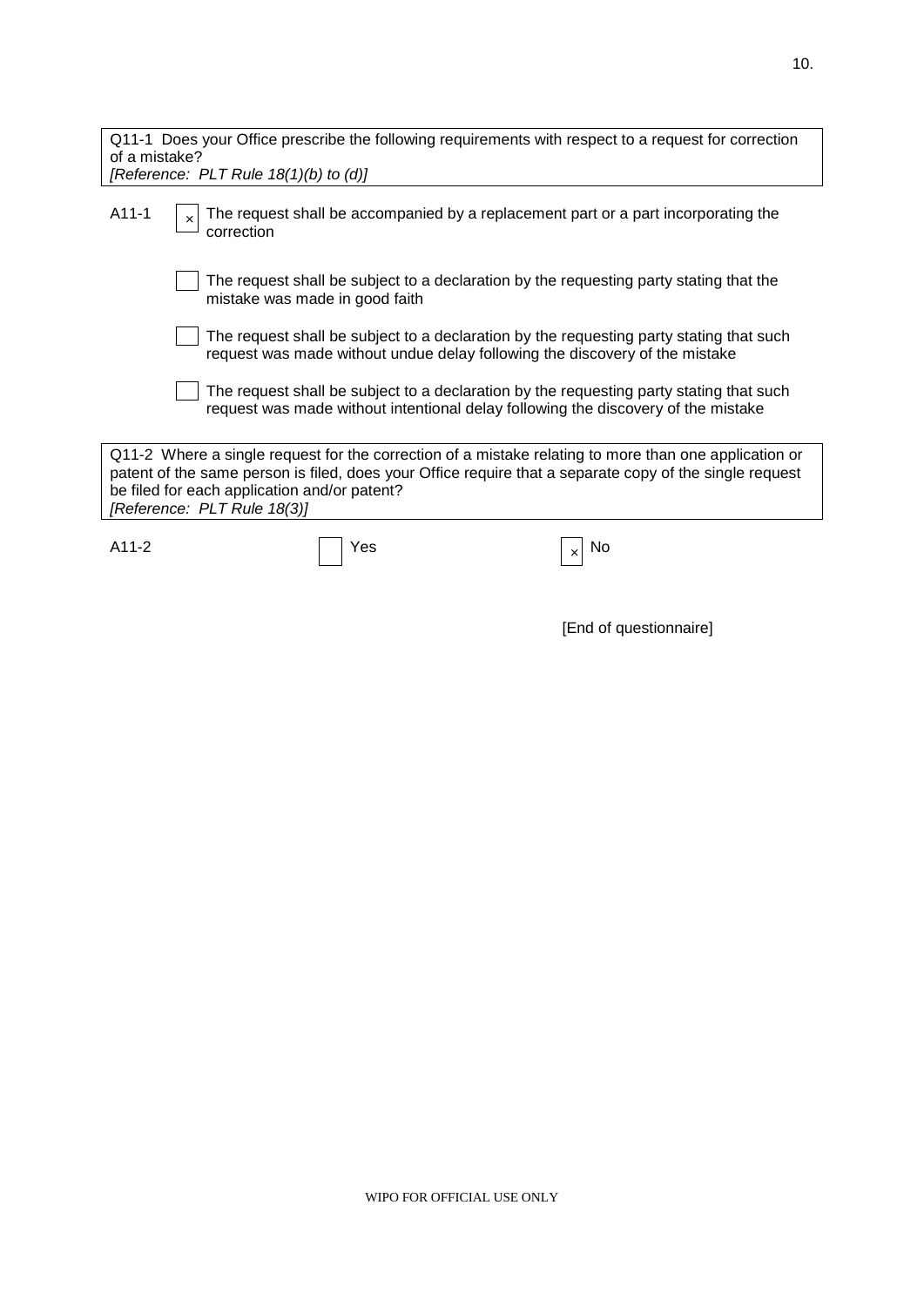Q11-1 Does your Office prescribe the following requirements with respect to a request for correction of a mistake?
*[Reference: PLT Rule 18(1)(b) to (d)]*

A11-1

- [x] The request shall be accompanied by a replacement part or a part incorporating the correction
- [ ] The request shall be subject to a declaration by the requesting party stating that the mistake was made in good faith
- [ ] The request shall be subject to a declaration by the requesting party stating that such request was made without undue delay following the discovery of the mistake
- [ ] The request shall be subject to a declaration by the requesting party stating that such request was made without intentional delay following the discovery of the mistake

Q11-2 Where a single request for the correction of a mistake relating to more than one application or patent of the same person is filed, does your Office require that a separate copy of the single request be filed for each application and/or patent?
*[Reference: PLT Rule 18(3)]*

A11-2

- [ ] Yes
- [x] No

[End of questionnaire]

WIPO FOR OFFICIAL USE ONLY